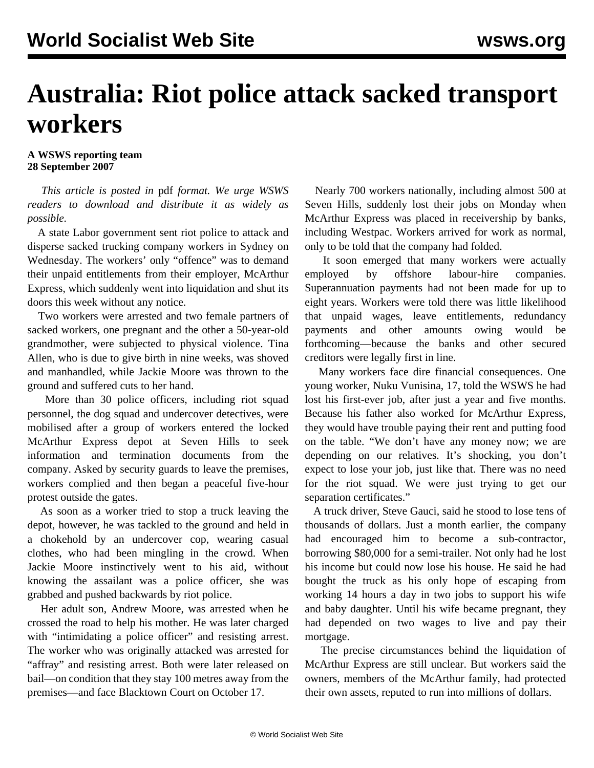# Australia: Riot police attack sacked transport workers

**A WSWS reporting team**
**28 September 2007**

*This article is posted in* pdf *format. We urge WSWS readers to download and distribute it as widely as possible.*

A state Labor government sent riot police to attack and disperse sacked trucking company workers in Sydney on Wednesday. The workers' only "offence" was to demand their unpaid entitlements from their employer, McArthur Express, which suddenly went into liquidation and shut its doors this week without any notice.

Two workers were arrested and two female partners of sacked workers, one pregnant and the other a 50-year-old grandmother, were subjected to physical violence. Tina Allen, who is due to give birth in nine weeks, was shoved and manhandled, while Jackie Moore was thrown to the ground and suffered cuts to her hand.

More than 30 police officers, including riot squad personnel, the dog squad and undercover detectives, were mobilised after a group of workers entered the locked McArthur Express depot at Seven Hills to seek information and termination documents from the company. Asked by security guards to leave the premises, workers complied and then began a peaceful five-hour protest outside the gates.

As soon as a worker tried to stop a truck leaving the depot, however, he was tackled to the ground and held in a chokehold by an undercover cop, wearing casual clothes, who had been mingling in the crowd. When Jackie Moore instinctively went to his aid, without knowing the assailant was a police officer, she was grabbed and pushed backwards by riot police.

Her adult son, Andrew Moore, was arrested when he crossed the road to help his mother. He was later charged with "intimidating a police officer" and resisting arrest. The worker who was originally attacked was arrested for "affray" and resisting arrest. Both were later released on bail—on condition that they stay 100 metres away from the premises—and face Blacktown Court on October 17.

Nearly 700 workers nationally, including almost 500 at Seven Hills, suddenly lost their jobs on Monday when McArthur Express was placed in receivership by banks, including Westpac. Workers arrived for work as normal, only to be told that the company had folded.

It soon emerged that many workers were actually employed by offshore labour-hire companies. Superannuation payments had not been made for up to eight years. Workers were told there was little likelihood that unpaid wages, leave entitlements, redundancy payments and other amounts owing would be forthcoming—because the banks and other secured creditors were legally first in line.

Many workers face dire financial consequences. One young worker, Nuku Vunisina, 17, told the WSWS he had lost his first-ever job, after just a year and five months. Because his father also worked for McArthur Express, they would have trouble paying their rent and putting food on the table. "We don't have any money now; we are depending on our relatives. It's shocking, you don't expect to lose your job, just like that. There was no need for the riot squad. We were just trying to get our separation certificates."

A truck driver, Steve Gauci, said he stood to lose tens of thousands of dollars. Just a month earlier, the company had encouraged him to become a sub-contractor, borrowing $80,000 for a semi-trailer. Not only had he lost his income but could now lose his house. He said he had bought the truck as his only hope of escaping from working 14 hours a day in two jobs to support his wife and baby daughter. Until his wife became pregnant, they had depended on two wages to live and pay their mortgage.

The precise circumstances behind the liquidation of McArthur Express are still unclear. But workers said the owners, members of the McArthur family, had protected their own assets, reputed to run into millions of dollars.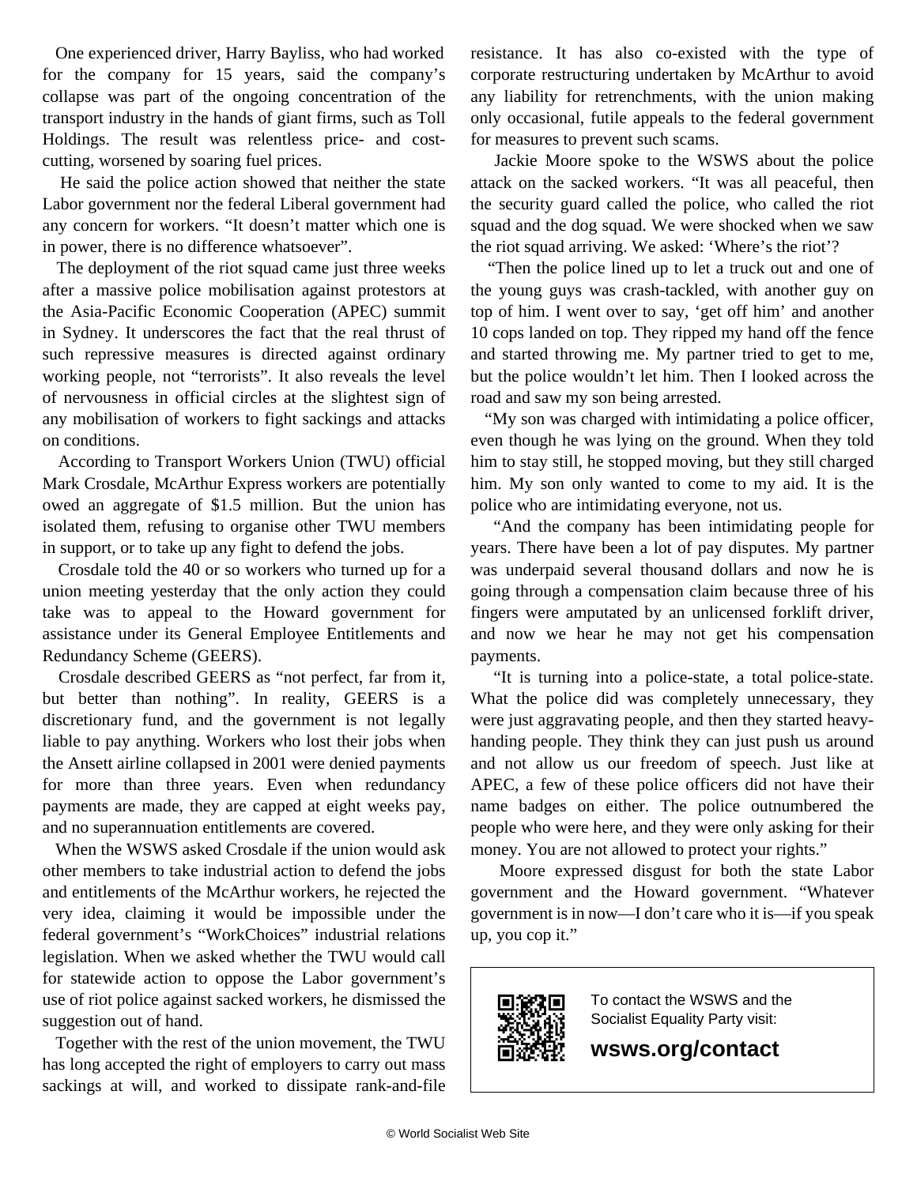One experienced driver, Harry Bayliss, who had worked for the company for 15 years, said the company's collapse was part of the ongoing concentration of the transport industry in the hands of giant firms, such as Toll Holdings. The result was relentless price- and cost-cutting, worsened by soaring fuel prices.

He said the police action showed that neither the state Labor government nor the federal Liberal government had any concern for workers. "It doesn't matter which one is in power, there is no difference whatsoever".

The deployment of the riot squad came just three weeks after a massive police mobilisation against protestors at the Asia-Pacific Economic Cooperation (APEC) summit in Sydney. It underscores the fact that the real thrust of such repressive measures is directed against ordinary working people, not "terrorists". It also reveals the level of nervousness in official circles at the slightest sign of any mobilisation of workers to fight sackings and attacks on conditions.

According to Transport Workers Union (TWU) official Mark Crosdale, McArthur Express workers are potentially owed an aggregate of $1.5 million. But the union has isolated them, refusing to organise other TWU members in support, or to take up any fight to defend the jobs.

Crosdale told the 40 or so workers who turned up for a union meeting yesterday that the only action they could take was to appeal to the Howard government for assistance under its General Employee Entitlements and Redundancy Scheme (GEERS).

Crosdale described GEERS as "not perfect, far from it, but better than nothing". In reality, GEERS is a discretionary fund, and the government is not legally liable to pay anything. Workers who lost their jobs when the Ansett airline collapsed in 2001 were denied payments for more than three years. Even when redundancy payments are made, they are capped at eight weeks pay, and no superannuation entitlements are covered.

When the WSWS asked Crosdale if the union would ask other members to take industrial action to defend the jobs and entitlements of the McArthur workers, he rejected the very idea, claiming it would be impossible under the federal government's "WorkChoices" industrial relations legislation. When we asked whether the TWU would call for statewide action to oppose the Labor government's use of riot police against sacked workers, he dismissed the suggestion out of hand.

Together with the rest of the union movement, the TWU has long accepted the right of employers to carry out mass sackings at will, and worked to dissipate rank-and-file resistance. It has also co-existed with the type of corporate restructuring undertaken by McArthur to avoid any liability for retrenchments, with the union making only occasional, futile appeals to the federal government for measures to prevent such scams.

Jackie Moore spoke to the WSWS about the police attack on the sacked workers. "It was all peaceful, then the security guard called the police, who called the riot squad and the dog squad. We were shocked when we saw the riot squad arriving. We asked: 'Where's the riot'?

"Then the police lined up to let a truck out and one of the young guys was crash-tackled, with another guy on top of him. I went over to say, 'get off him' and another 10 cops landed on top. They ripped my hand off the fence and started throwing me. My partner tried to get to me, but the police wouldn't let him. Then I looked across the road and saw my son being arrested.

"My son was charged with intimidating a police officer, even though he was lying on the ground. When they told him to stay still, he stopped moving, but they still charged him. My son only wanted to come to my aid. It is the police who are intimidating everyone, not us.

"And the company has been intimidating people for years. There have been a lot of pay disputes. My partner was underpaid several thousand dollars and now he is going through a compensation claim because three of his fingers were amputated by an unlicensed forklift driver, and now we hear he may not get his compensation payments.

"It is turning into a police-state, a total police-state. What the police did was completely unnecessary, they were just aggravating people, and then they started heavy-handing people. They think they can just push us around and not allow us our freedom of speech. Just like at APEC, a few of these police officers did not have their name badges on either. The police outnumbered the people who were here, and they were only asking for their money. You are not allowed to protect your rights."

Moore expressed disgust for both the state Labor government and the Howard government. "Whatever government is in now—I don't care who it is—if you speak up, you cop it."

To contact the WSWS and the Socialist Equality Party visit:

**wsws.org/contact**